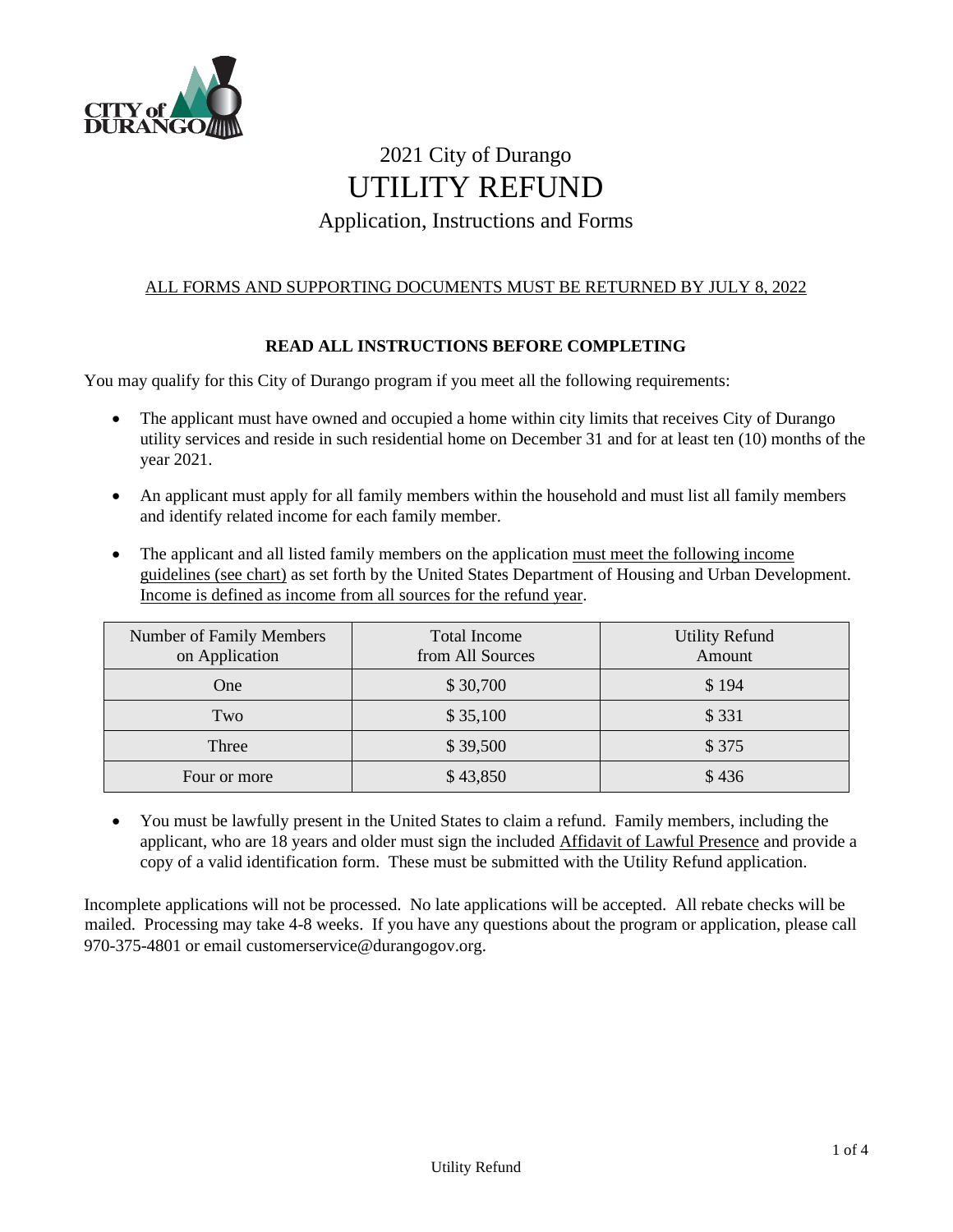# 2021 City of Durango

# UTILITY REFUND

## Application, Instructions and Forms

ALL FORMS AND SUPPORTING DOCUMENTS MUST BE RETURNED BY JULY 8, 2022

**READ ALL INSTRUCTIONS BEFORE COMPLETING**

You may qualify for this City of Durango program if you meet all the following requirements:

- The applicant must have owned and occupied a home within city limits that receives City of Durango utility services and reside in such residential home on December 31 and for at least ten (10) months of the year 2021.
- An applicant must apply for all family members within the household and must list all family members and identify related income for each family member.
- The applicant and all listed family members on the application must meet the following income guidelines (see chart) as set forth by the United States Department of Housing and Urban Development. Income is defined as income from all sources for the refund year.

| Number of Family Members on Application | Total Income from All Sources | Utility Refund Amount |
|---|---|---|
| One | $ 30,700 | $ 194 |
| Two | $ 35,100 | $ 331 |
| Three | $ 39,500 | $ 375 |
| Four or more | $ 43,850 | $ 436 |

- You must be lawfully present in the United States to claim a refund. Family members, including the applicant, who are 18 years and older must sign the included Affidavit of Lawful Presence and provide a copy of a valid identification form. These must be submitted with the Utility Refund application.

Incomplete applications will not be processed. No late applications will be accepted. All rebate checks will be mailed. Processing may take 4-8 weeks. If you have any questions about the program or application, please call 970-375-4801 or email customerservice@durangogov.org.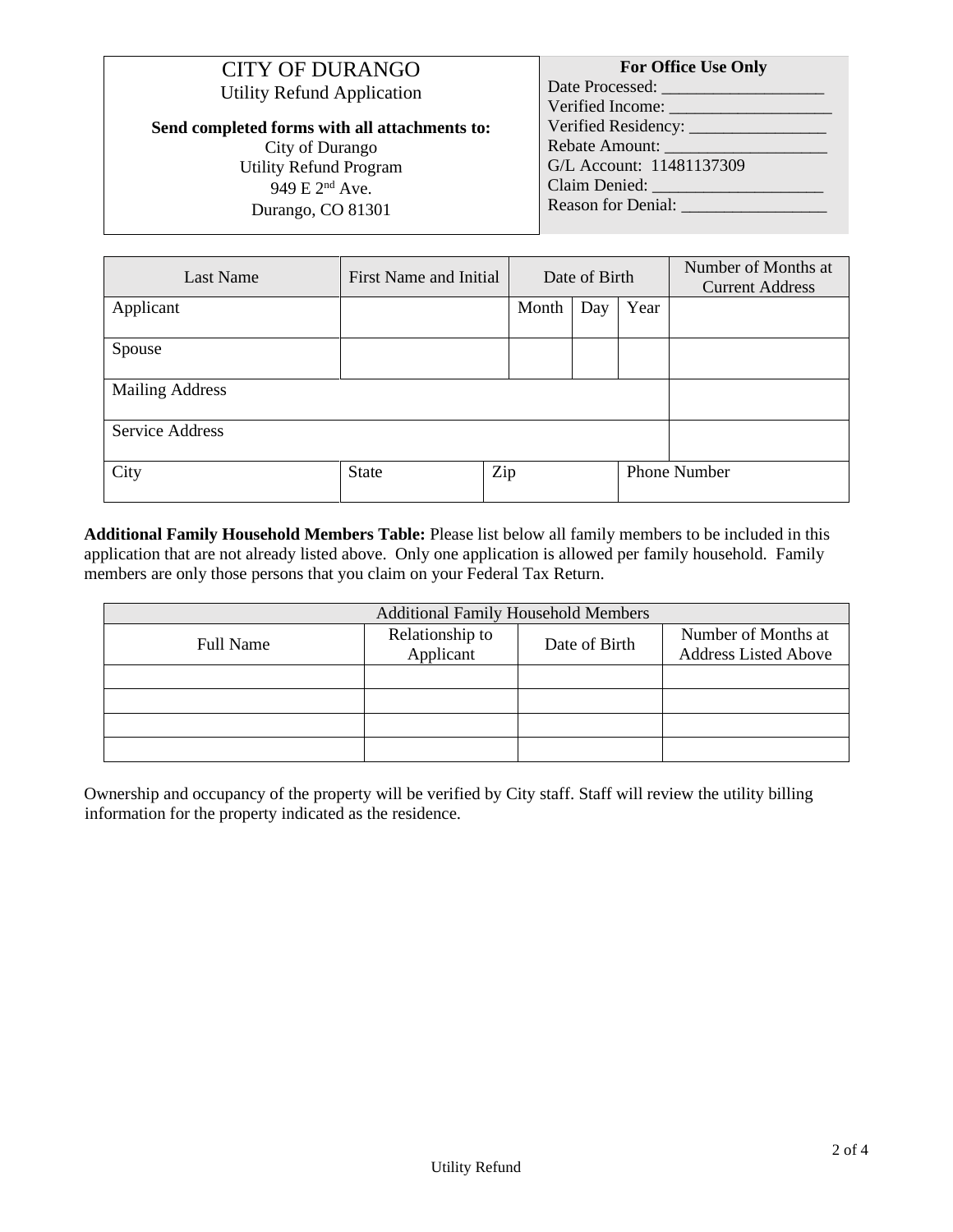# CITY OF DURANGO

Utility Refund Application

**Send completed forms with all attachments to:**

City of Durango
Utility Refund Program
949 E 2nd Ave.
Durango, CO 81301

**For Office Use Only**

Date Processed: ___________________
Verified Income: ___________________
Verified Residency: ________________
Rebate Amount: ___________________
G/L Account: 11481137309
Claim Denied: ___________________
Reason for Denial: ________________

| Last Name | First Name and Initial | Date of Birth | | | Number of Months at Current Address |
|---|---|---|---|---|---|
| Applicant | | Month | Day | Year | |
| Spouse | | | | | |
| Mailing Address | | | | | |
| Service Address | | | | | |
| City | State | Zip | | Phone Number | |

**Additional Family Household Members Table:** Please list below all family members to be included in this application that are not already listed above. Only one application is allowed per family household. Family members are only those persons that you claim on your Federal Tax Return.

| Additional Family Household Members | | | |
|---|---|---|---|
| Full Name | Relationship to Applicant | Date of Birth | Number of Months at Address Listed Above |
| | | | |
| | | | |
| | | | |
| | | | |

Ownership and occupancy of the property will be verified by City staff. Staff will review the utility billing information for the property indicated as the residence.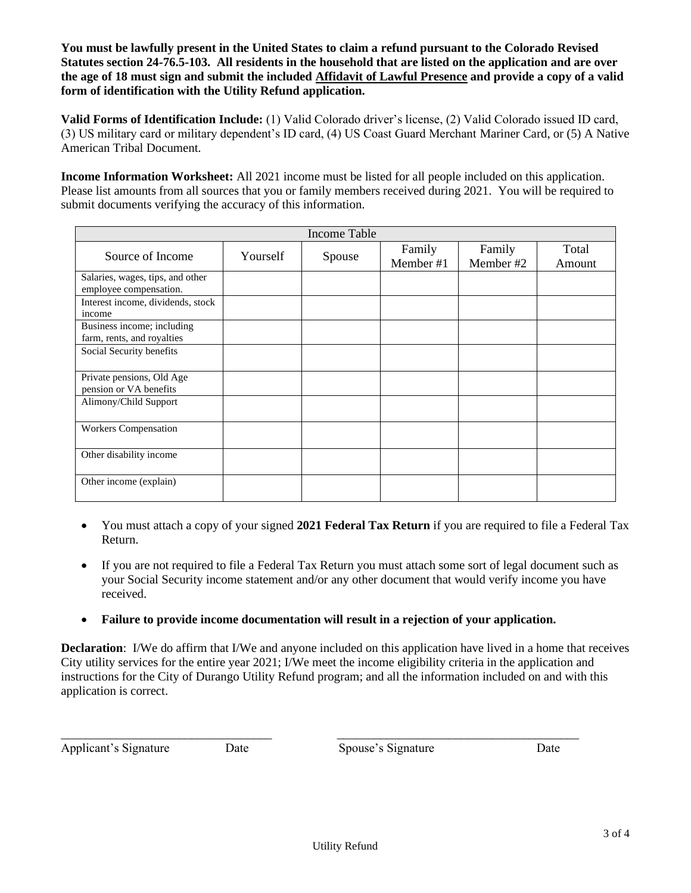**You must be lawfully present in the United States to claim a refund pursuant to the Colorado Revised Statutes section 24-76.5-103. All residents in the household that are listed on the application and are over the age of 18 must sign and submit the included Affidavit of Lawful Presence and provide a copy of a valid form of identification with the Utility Refund application.**

**Valid Forms of Identification Include:** (1) Valid Colorado driver's license, (2) Valid Colorado issued ID card, (3) US military card or military dependent's ID card, (4) US Coast Guard Merchant Mariner Card, or (5) A Native American Tribal Document.

**Income Information Worksheet:** All 2021 income must be listed for all people included on this application. Please list amounts from all sources that you or family members received during 2021. You will be required to submit documents verifying the accuracy of this information.

| Income Table | | | | | |
|---|---|---|---|---|---|
| Source of Income | Yourself | Spouse | Family Member #1 | Family Member #2 | Total Amount |
| Salaries, wages, tips, and other employee compensation. | | | | | |
| Interest income, dividends, stock income | | | | | |
| Business income; including farm, rents, and royalties | | | | | |
| Social Security benefits | | | | | |
| Private pensions, Old Age pension or VA benefits | | | | | |
| Alimony/Child Support | | | | | |
| Workers Compensation | | | | | |
| Other disability income | | | | | |
| Other income (explain) | | | | | |

- You must attach a copy of your signed **2021 Federal Tax Return** if you are required to file a Federal Tax Return.
- If you are not required to file a Federal Tax Return you must attach some sort of legal document such as your Social Security income statement and/or any other document that would verify income you have received.
- **Failure to provide income documentation will result in a rejection of your application.**

**Declaration**: I/We do affirm that I/We and anyone included on this application have lived in a home that receives City utility services for the entire year 2021; I/We meet the income eligibility criteria in the application and instructions for the City of Durango Utility Refund program; and all the information included on and with this application is correct.

\_\_\_\_\_\_\_\_\_\_\_\_\_\_\_\_\_\_\_\_\_\_\_\_\_\_\_\_\_\_\_\_\_\_\_ &nbsp;&nbsp;&nbsp;&nbsp; \_\_\_\_\_\_\_\_\_\_\_\_\_\_\_\_\_\_\_\_\_\_\_\_\_\_\_\_\_\_\_\_\_\_\_\_\_\_\_\_

Applicant's Signature &nbsp;&nbsp; Date &nbsp;&nbsp;&nbsp;&nbsp; Spouse's Signature &nbsp;&nbsp; Date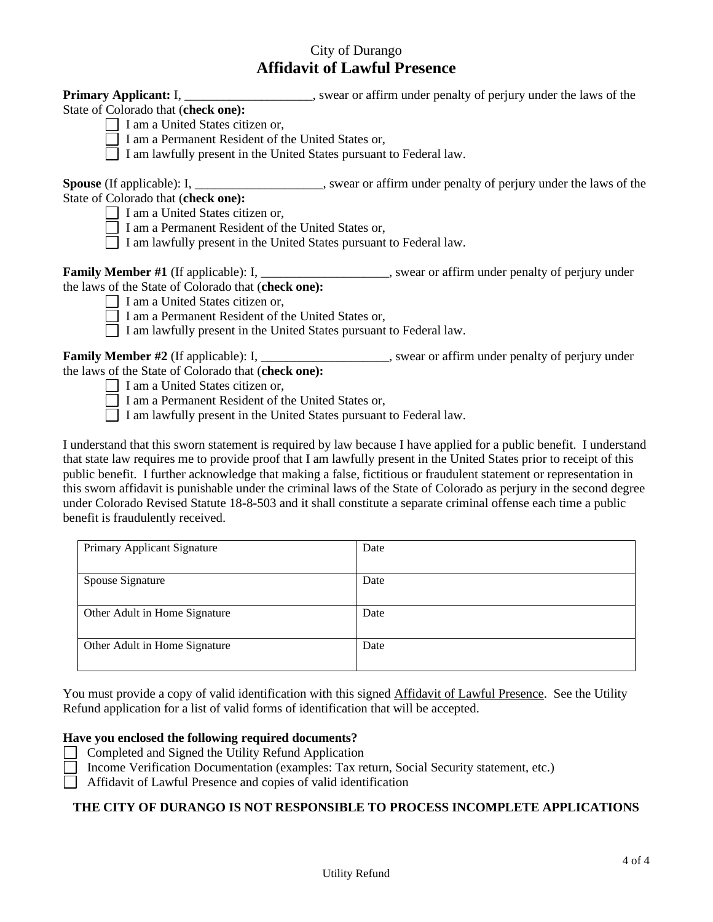City of Durango

# Affidavit of Lawful Presence

**Primary Applicant:** I, ____________________, swear or affirm under penalty of perjury under the laws of the State of Colorado that (**check one):**

- ☐ I am a United States citizen or,
- ☐ I am a Permanent Resident of the United States or,
- ☐ I am lawfully present in the United States pursuant to Federal law.

**Spouse** (If applicable): I, ____________________, swear or affirm under penalty of perjury under the laws of the State of Colorado that (**check one):**

- ☐ I am a United States citizen or,
- ☐ I am a Permanent Resident of the United States or,
- ☐ I am lawfully present in the United States pursuant to Federal law.

**Family Member #1** (If applicable): I, ____________________, swear or affirm under penalty of perjury under the laws of the State of Colorado that (**check one):**

- ☐ I am a United States citizen or,
- ☐ I am a Permanent Resident of the United States or,
- ☐ I am lawfully present in the United States pursuant to Federal law.

**Family Member #2** (If applicable): I, ____________________, swear or affirm under penalty of perjury under the laws of the State of Colorado that (**check one):**

- ☐ I am a United States citizen or,
- ☐ I am a Permanent Resident of the United States or,
- ☐ I am lawfully present in the United States pursuant to Federal law.

I understand that this sworn statement is required by law because I have applied for a public benefit. I understand that state law requires me to provide proof that I am lawfully present in the United States prior to receipt of this public benefit. I further acknowledge that making a false, fictitious or fraudulent statement or representation in this sworn affidavit is punishable under the criminal laws of the State of Colorado as perjury in the second degree under Colorado Revised Statute 18-8-503 and it shall constitute a separate criminal offense each time a public benefit is fraudulently received.

| | |
|---|---|
| Primary Applicant Signature | Date |
| Spouse Signature | Date |
| Other Adult in Home Signature | Date |
| Other Adult in Home Signature | Date |

You must provide a copy of valid identification with this signed Affidavit of Lawful Presence. See the Utility Refund application for a list of valid forms of identification that will be accepted.

**Have you enclosed the following required documents?**

- ☐ Completed and Signed the Utility Refund Application
- ☐ Income Verification Documentation (examples: Tax return, Social Security statement, etc.)
- ☐ Affidavit of Lawful Presence and copies of valid identification

**THE CITY OF DURANGO IS NOT RESPONSIBLE TO PROCESS INCOMPLETE APPLICATIONS**